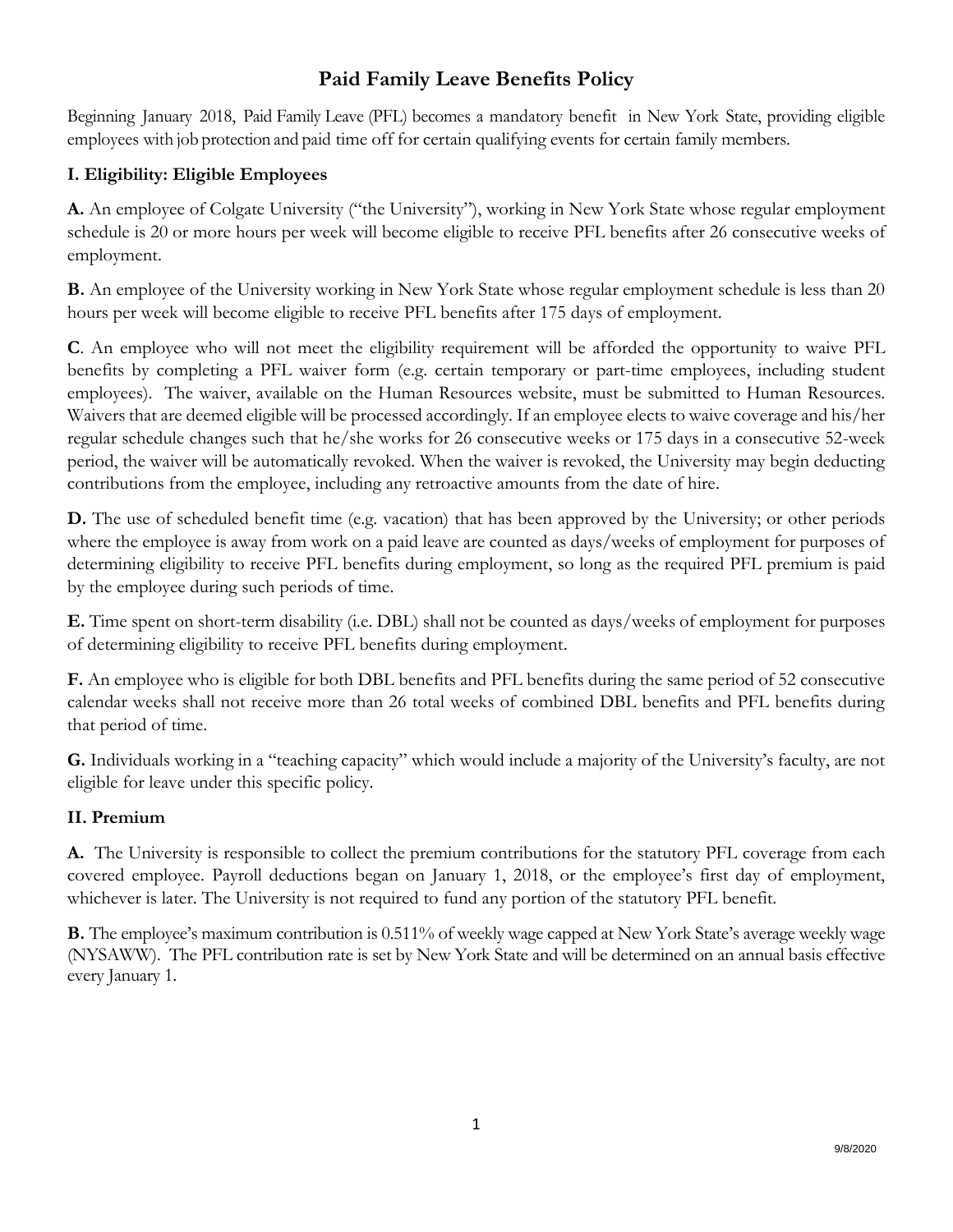# Paid Family Leave Benefits Policy

Beginning January 2018, Paid Family Leave (PFL) becomes a mandatory benefit in New York State, providing eligible employees with job protection and paid time off for certain qualifying events for certain family members.

## I. Eligibility: Eligible Employees

**A.** An employee of Colgate University ("the University"), working in New York State whose regular employment schedule is 20 or more hours per week will become eligible to receive PFL benefits after 26 consecutive weeks of employment.

**B.** An employee of the University working in New York State whose regular employment schedule is less than 20 hours per week will become eligible to receive PFL benefits after 175 days of employment.

**C**. An employee who will not meet the eligibility requirement will be afforded the opportunity to waive PFL benefits by completing a PFL waiver form (e.g. certain temporary or part-time employees, including student employees). The waiver, available on the Human Resources website, must be submitted to Human Resources. Waivers that are deemed eligible will be processed accordingly. If an employee elects to waive coverage and his/her regular schedule changes such that he/she works for 26 consecutive weeks or 175 days in a consecutive 52-week period, the waiver will be automatically revoked. When the waiver is revoked, the University may begin deducting contributions from the employee, including any retroactive amounts from the date of hire.

**D.** The use of scheduled benefit time (e.g. vacation) that has been approved by the University; or other periods where the employee is away from work on a paid leave are counted as days/weeks of employment for purposes of determining eligibility to receive PFL benefits during employment, so long as the required PFL premium is paid by the employee during such periods of time.

**E.** Time spent on short-term disability (i.e. DBL) shall not be counted as days/weeks of employment for purposes of determining eligibility to receive PFL benefits during employment.

**F.** An employee who is eligible for both DBL benefits and PFL benefits during the same period of 52 consecutive calendar weeks shall not receive more than 26 total weeks of combined DBL benefits and PFL benefits during that period of time.

**G.** Individuals working in a "teaching capacity" which would include a majority of the University's faculty, are not eligible for leave under this specific policy.

## II. Premium

**A.** The University is responsible to collect the premium contributions for the statutory PFL coverage from each covered employee. Payroll deductions began on January 1, 2018, or the employee's first day of employment, whichever is later. The University is not required to fund any portion of the statutory PFL benefit.

**B.** The employee's maximum contribution is 0.511% of weekly wage capped at New York State's average weekly wage (NYSAWW). The PFL contribution rate is set by New York State and will be determined on an annual basis effective every January 1.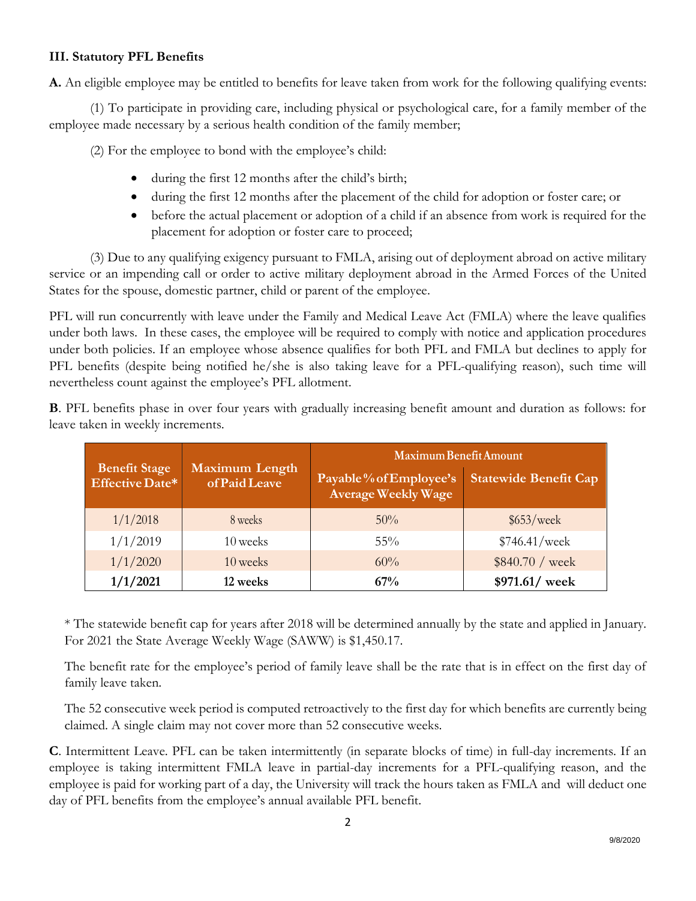**III. Statutory PFL Benefits**

**A.** An eligible employee may be entitled to benefits for leave taken from work for the following qualifying events:

(1) To participate in providing care, including physical or psychological care, for a family member of the employee made necessary by a serious health condition of the family member;

(2) For the employee to bond with the employee's child:

- during the first 12 months after the child's birth;
- during the first 12 months after the placement of the child for adoption or foster care; or
- before the actual placement or adoption of a child if an absence from work is required for the placement for adoption or foster care to proceed;

(3) Due to any qualifying exigency pursuant to FMLA, arising out of deployment abroad on active military service or an impending call or order to active military deployment abroad in the Armed Forces of the United States for the spouse, domestic partner, child or parent of the employee.

PFL will run concurrently with leave under the Family and Medical Leave Act (FMLA) where the leave qualifies under both laws. In these cases, the employee will be required to comply with notice and application procedures under both policies. If an employee whose absence qualifies for both PFL and FMLA but declines to apply for PFL benefits (despite being notified he/she is also taking leave for a PFL-qualifying reason), such time will nevertheless count against the employee's PFL allotment.

**B**. PFL benefits phase in over four years with gradually increasing benefit amount and duration as follows: for leave taken in weekly increments.

| Benefit Stage Effective Date* | Maximum Length of Paid Leave | Maximum Benefit Amount | |
|---|---|---|---|
| | | Payable % of Employee's Average Weekly Wage | Statewide Benefit Cap |
| 1/1/2018 | 8 weeks | 50% | $653/week |
| 1/1/2019 | 10 weeks | 55% | $746.41/week |
| 1/1/2020 | 10 weeks | 60% | $840.70 / week |
| **1/1/2021** | **12 weeks** | **67%** | **$971.61/ week** |

\* The statewide benefit cap for years after 2018 will be determined annually by the state and applied in January. For 2021 the State Average Weekly Wage (SAWW) is $1,450.17.

The benefit rate for the employee's period of family leave shall be the rate that is in effect on the first day of family leave taken.

The 52 consecutive week period is computed retroactively to the first day for which benefits are currently being claimed. A single claim may not cover more than 52 consecutive weeks.

**C**. Intermittent Leave. PFL can be taken intermittently (in separate blocks of time) in full-day increments. If an employee is taking intermittent FMLA leave in partial-day increments for a PFL-qualifying reason, and the employee is paid for working part of a day, the University will track the hours taken as FMLA and will deduct one day of PFL benefits from the employee's annual available PFL benefit.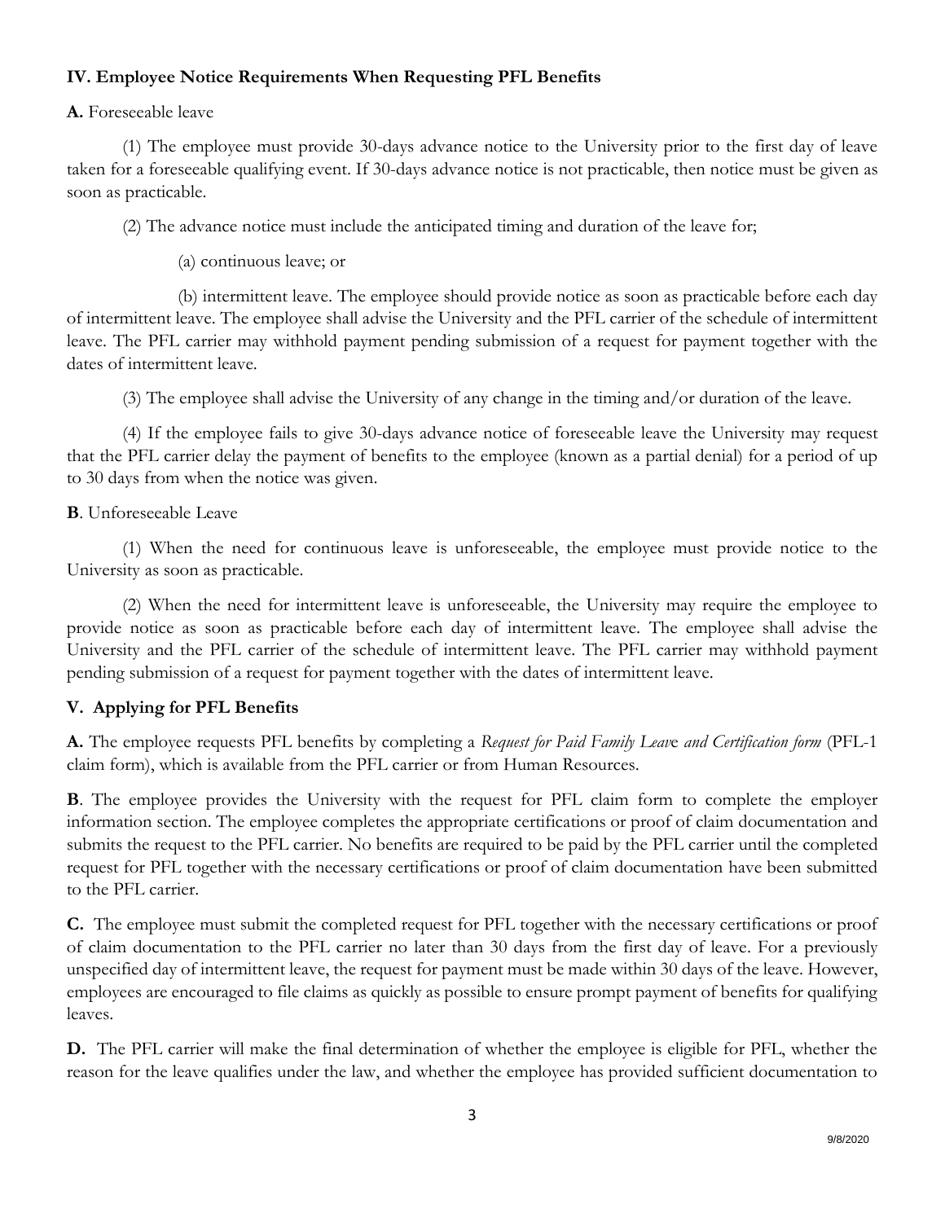### IV. Employee Notice Requirements When Requesting PFL Benefits

**A.** Foreseeable leave

(1) The employee must provide 30-days advance notice to the University prior to the first day of leave taken for a foreseeable qualifying event. If 30-days advance notice is not practicable, then notice must be given as soon as practicable.

(2) The advance notice must include the anticipated timing and duration of the leave for;

(a) continuous leave; or

(b) intermittent leave. The employee should provide notice as soon as practicable before each day of intermittent leave. The employee shall advise the University and the PFL carrier of the schedule of intermittent leave. The PFL carrier may withhold payment pending submission of a request for payment together with the dates of intermittent leave.

(3) The employee shall advise the University of any change in the timing and/or duration of the leave.

(4) If the employee fails to give 30-days advance notice of foreseeable leave the University may request that the PFL carrier delay the payment of benefits to the employee (known as a partial denial) for a period of up to 30 days from when the notice was given.

**B**. Unforeseeable Leave

(1) When the need for continuous leave is unforeseeable, the employee must provide notice to the University as soon as practicable.

(2) When the need for intermittent leave is unforeseeable, the University may require the employee to provide notice as soon as practicable before each day of intermittent leave. The employee shall advise the University and the PFL carrier of the schedule of intermittent leave. The PFL carrier may withhold payment pending submission of a request for payment together with the dates of intermittent leave.

### V. Applying for PFL Benefits

**A.** The employee requests PFL benefits by completing a *Request for Paid Family Leave and Certification form* (PFL-1 claim form), which is available from the PFL carrier or from Human Resources.

**B**. The employee provides the University with the request for PFL claim form to complete the employer information section. The employee completes the appropriate certifications or proof of claim documentation and submits the request to the PFL carrier. No benefits are required to be paid by the PFL carrier until the completed request for PFL together with the necessary certifications or proof of claim documentation have been submitted to the PFL carrier.

**C.** The employee must submit the completed request for PFL together with the necessary certifications or proof of claim documentation to the PFL carrier no later than 30 days from the first day of leave. For a previously unspecified day of intermittent leave, the request for payment must be made within 30 days of the leave. However, employees are encouraged to file claims as quickly as possible to ensure prompt payment of benefits for qualifying leaves.

**D.** The PFL carrier will make the final determination of whether the employee is eligible for PFL, whether the reason for the leave qualifies under the law, and whether the employee has provided sufficient documentation to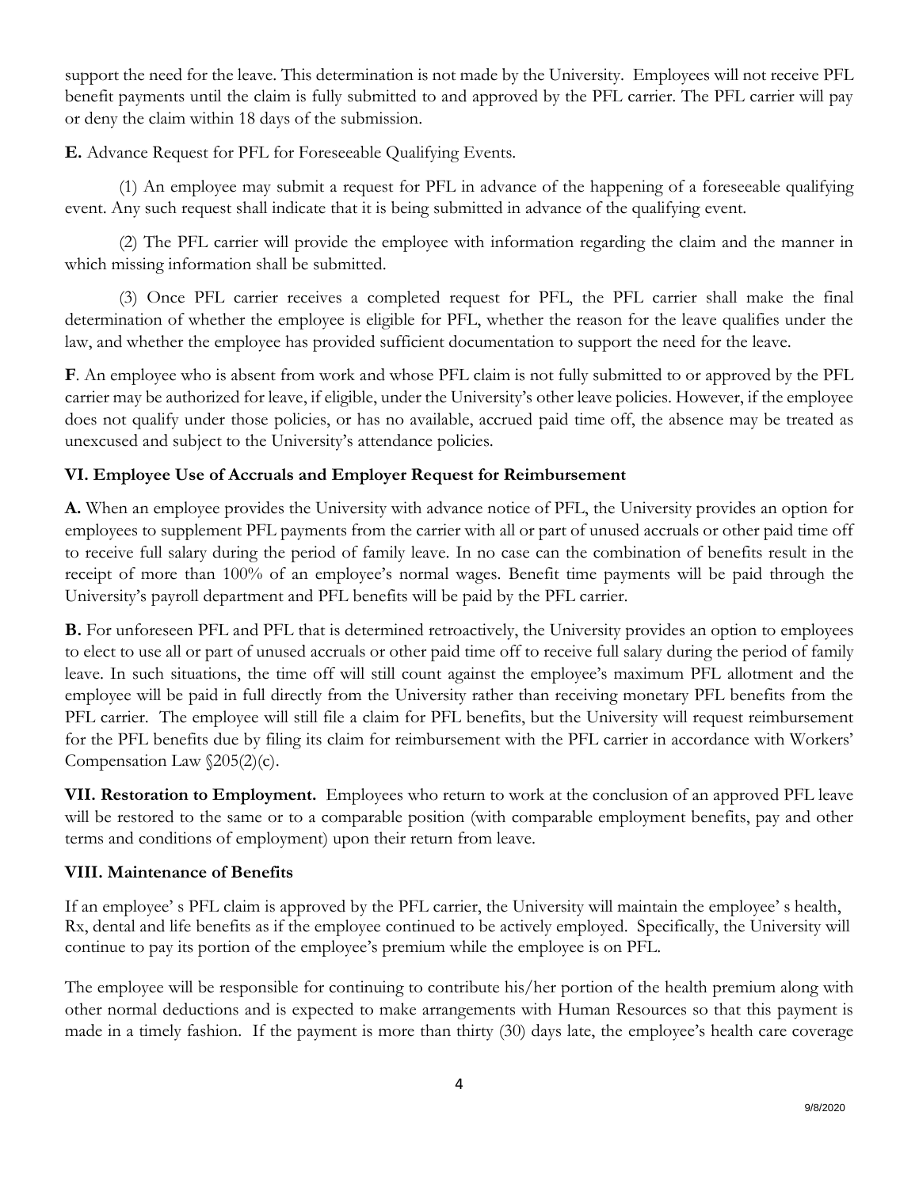support the need for the leave. This determination is not made by the University. Employees will not receive PFL benefit payments until the claim is fully submitted to and approved by the PFL carrier. The PFL carrier will pay or deny the claim within 18 days of the submission.

**E.** Advance Request for PFL for Foreseeable Qualifying Events.

(1) An employee may submit a request for PFL in advance of the happening of a foreseeable qualifying event. Any such request shall indicate that it is being submitted in advance of the qualifying event.

(2) The PFL carrier will provide the employee with information regarding the claim and the manner in which missing information shall be submitted.

(3) Once PFL carrier receives a completed request for PFL, the PFL carrier shall make the final determination of whether the employee is eligible for PFL, whether the reason for the leave qualifies under the law, and whether the employee has provided sufficient documentation to support the need for the leave.

**F**. An employee who is absent from work and whose PFL claim is not fully submitted to or approved by the PFL carrier may be authorized for leave, if eligible, under the University's other leave policies. However, if the employee does not qualify under those policies, or has no available, accrued paid time off, the absence may be treated as unexcused and subject to the University's attendance policies.

### VI. Employee Use of Accruals and Employer Request for Reimbursement

**A.** When an employee provides the University with advance notice of PFL, the University provides an option for employees to supplement PFL payments from the carrier with all or part of unused accruals or other paid time off to receive full salary during the period of family leave. In no case can the combination of benefits result in the receipt of more than 100% of an employee's normal wages. Benefit time payments will be paid through the University's payroll department and PFL benefits will be paid by the PFL carrier.

**B.** For unforeseen PFL and PFL that is determined retroactively, the University provides an option to employees to elect to use all or part of unused accruals or other paid time off to receive full salary during the period of family leave. In such situations, the time off will still count against the employee's maximum PFL allotment and the employee will be paid in full directly from the University rather than receiving monetary PFL benefits from the PFL carrier. The employee will still file a claim for PFL benefits, but the University will request reimbursement for the PFL benefits due by filing its claim for reimbursement with the PFL carrier in accordance with Workers' Compensation Law §205(2)(c).

**VII. Restoration to Employment.** Employees who return to work at the conclusion of an approved PFL leave will be restored to the same or to a comparable position (with comparable employment benefits, pay and other terms and conditions of employment) upon their return from leave.

### VIII. Maintenance of Benefits

If an employee' s PFL claim is approved by the PFL carrier, the University will maintain the employee' s health, Rx, dental and life benefits as if the employee continued to be actively employed. Specifically, the University will continue to pay its portion of the employee's premium while the employee is on PFL.

The employee will be responsible for continuing to contribute his/her portion of the health premium along with other normal deductions and is expected to make arrangements with Human Resources so that this payment is made in a timely fashion. If the payment is more than thirty (30) days late, the employee's health care coverage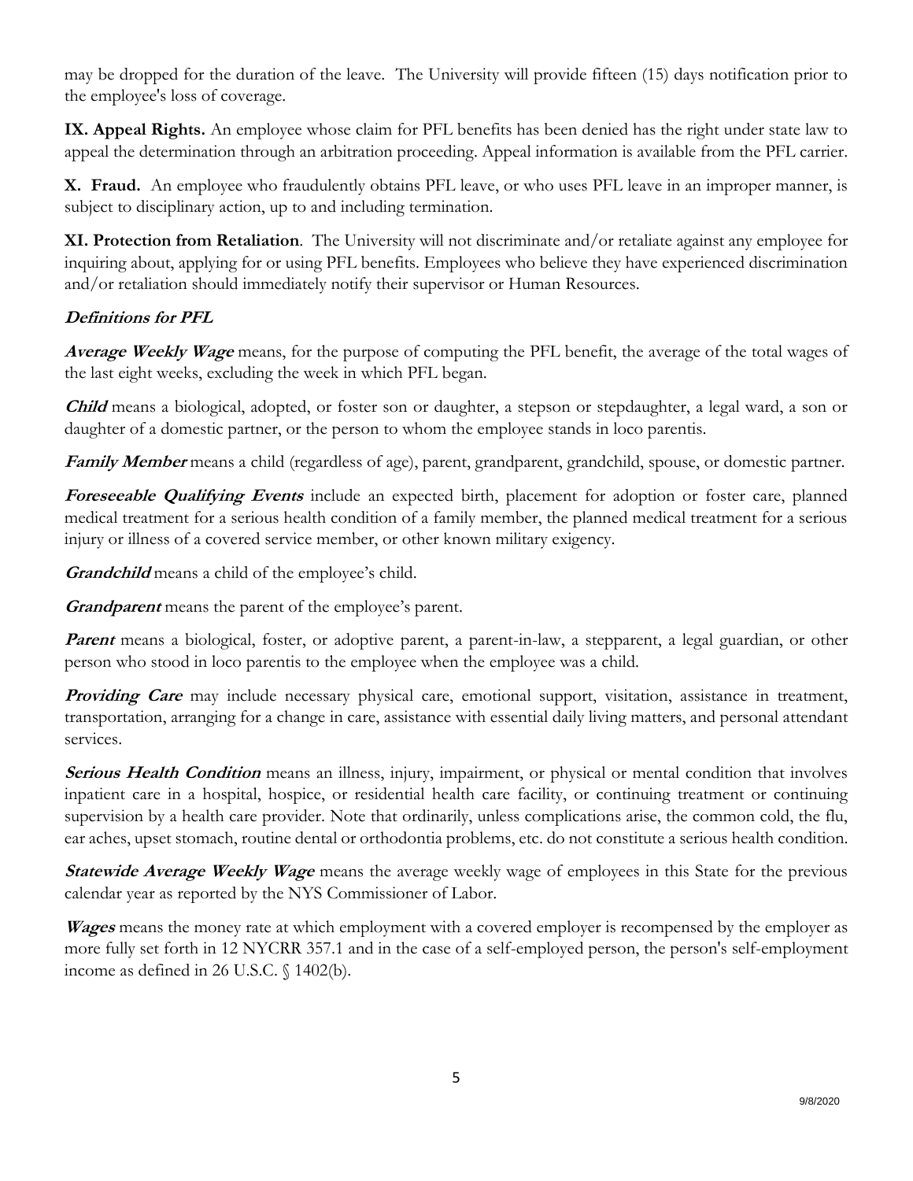may be dropped for the duration of the leave. The University will provide fifteen (15) days notification prior to the employee's loss of coverage.

**IX. Appeal Rights.** An employee whose claim for PFL benefits has been denied has the right under state law to appeal the determination through an arbitration proceeding. Appeal information is available from the PFL carrier.

**X. Fraud.** An employee who fraudulently obtains PFL leave, or who uses PFL leave in an improper manner, is subject to disciplinary action, up to and including termination.

**XI. Protection from Retaliation**. The University will not discriminate and/or retaliate against any employee for inquiring about, applying for or using PFL benefits. Employees who believe they have experienced discrimination and/or retaliation should immediately notify their supervisor or Human Resources.

***Definitions for PFL***

***Average Weekly Wage*** means, for the purpose of computing the PFL benefit, the average of the total wages of the last eight weeks, excluding the week in which PFL began.

***Child*** means a biological, adopted, or foster son or daughter, a stepson or stepdaughter, a legal ward, a son or daughter of a domestic partner, or the person to whom the employee stands in loco parentis.

***Family Member*** means a child (regardless of age), parent, grandparent, grandchild, spouse, or domestic partner.

***Foreseeable Qualifying Events*** include an expected birth, placement for adoption or foster care, planned medical treatment for a serious health condition of a family member, the planned medical treatment for a serious injury or illness of a covered service member, or other known military exigency.

***Grandchild*** means a child of the employee's child.

***Grandparent*** means the parent of the employee's parent.

***Parent*** means a biological, foster, or adoptive parent, a parent-in-law, a stepparent, a legal guardian, or other person who stood in loco parentis to the employee when the employee was a child.

***Providing Care*** may include necessary physical care, emotional support, visitation, assistance in treatment, transportation, arranging for a change in care, assistance with essential daily living matters, and personal attendant services.

***Serious Health Condition*** means an illness, injury, impairment, or physical or mental condition that involves inpatient care in a hospital, hospice, or residential health care facility, or continuing treatment or continuing supervision by a health care provider. Note that ordinarily, unless complications arise, the common cold, the flu, ear aches, upset stomach, routine dental or orthodontia problems, etc. do not constitute a serious health condition.

***Statewide Average Weekly Wage*** means the average weekly wage of employees in this State for the previous calendar year as reported by the NYS Commissioner of Labor.

***Wages*** means the money rate at which employment with a covered employer is recompensed by the employer as more fully set forth in 12 NYCRR 357.1 and in the case of a self-employed person, the person's self-employment income as defined in 26 U.S.C. § 1402(b).

9/8/2020